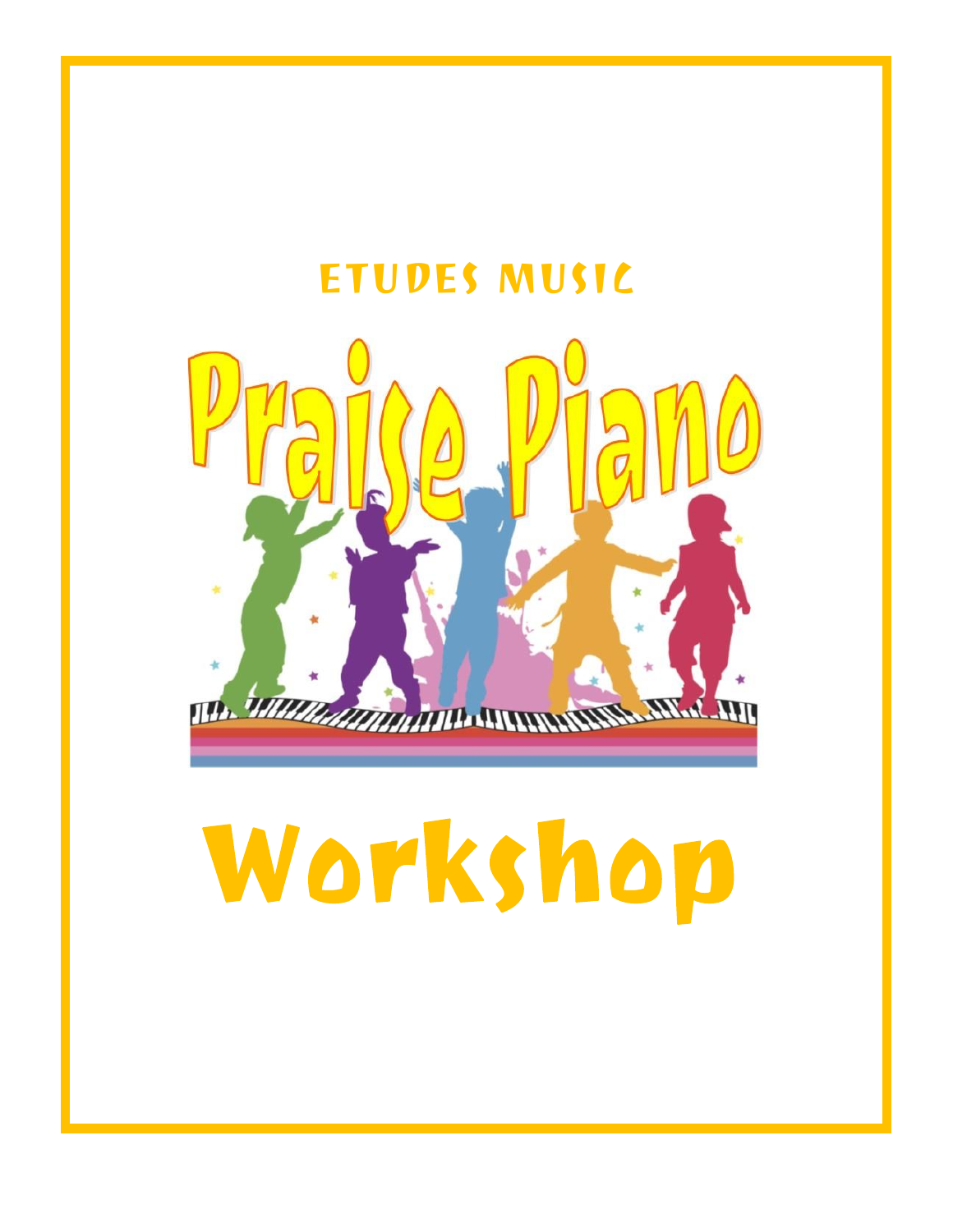ETUDES MUSIC

# Praise Piano

# Workshop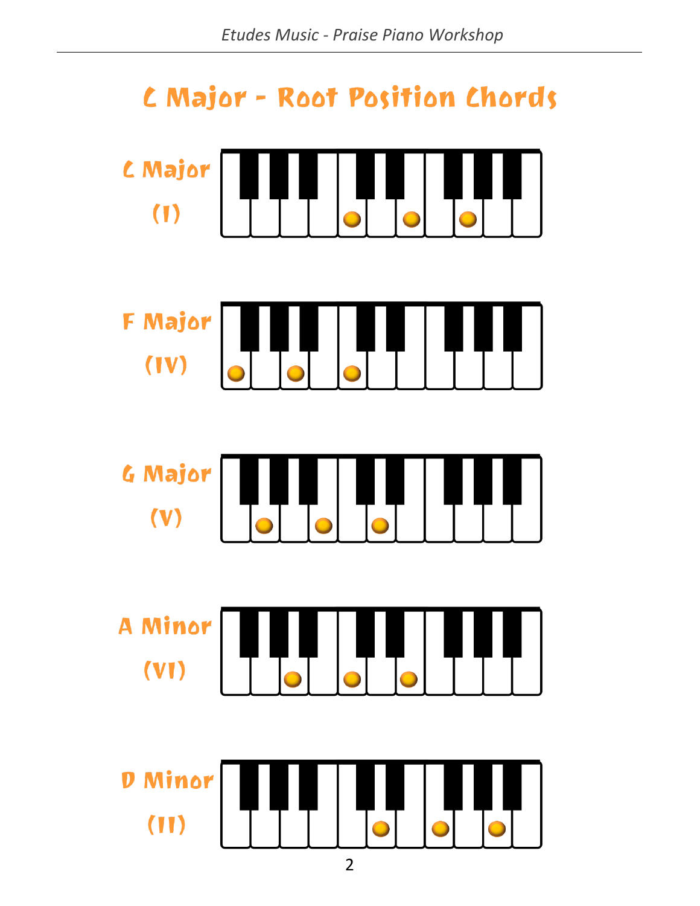# C Major - Root Position Chords

C Major

(I)

F Major

(IV)

G Major

(V)

A Minor

(VI)

D Minor

(II)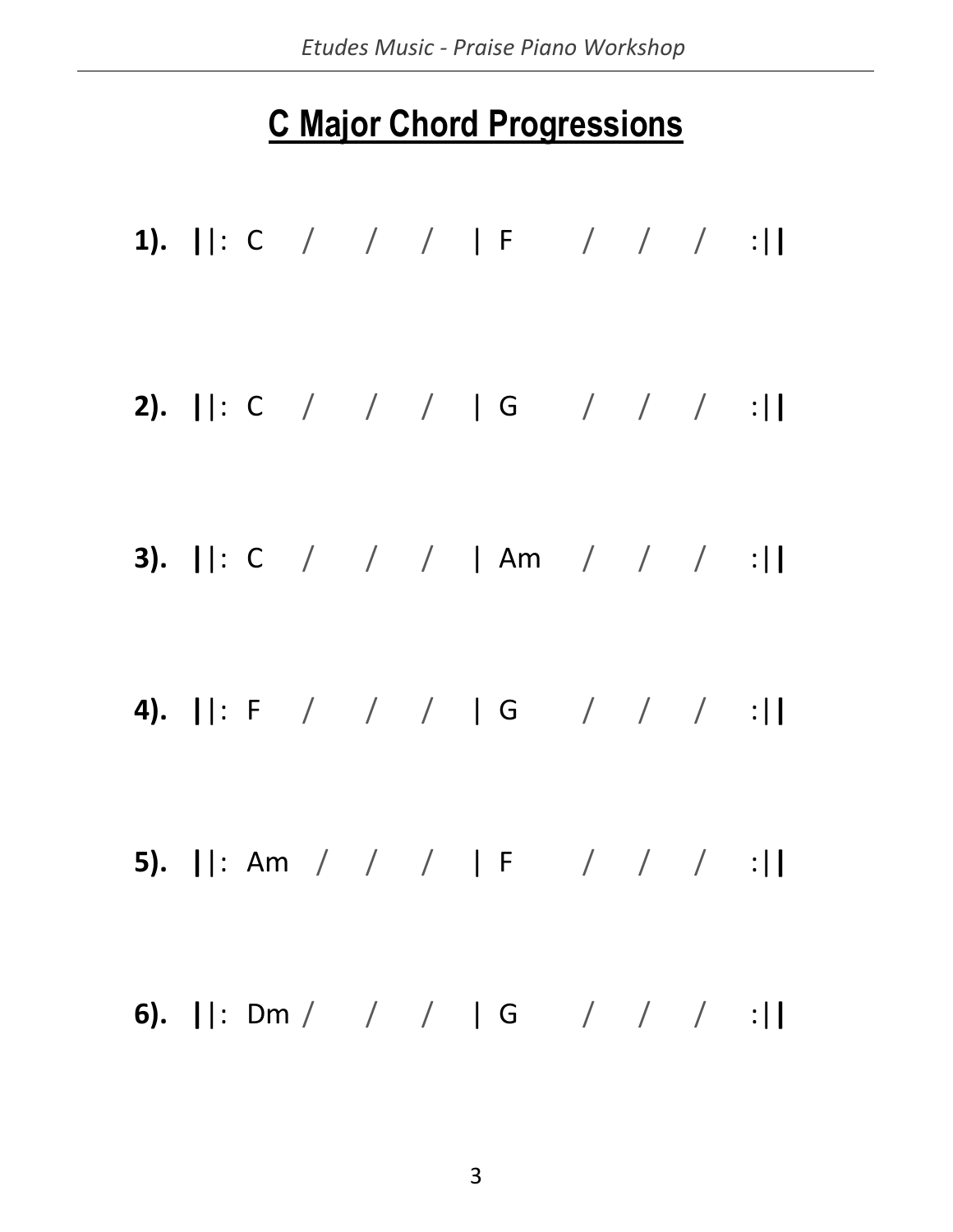# C Major Chord Progressions

**1).** ||: C / / / | F / / / :||

**2).** ||: C / / / | G / / / :||

**3).** ||: C / / / | Am / / / :||

**4).** ||: F / / / | G / / / :||

**5).** ||: Am / / / | F / / / :||

**6).** ||: Dm / / / | G / / / :||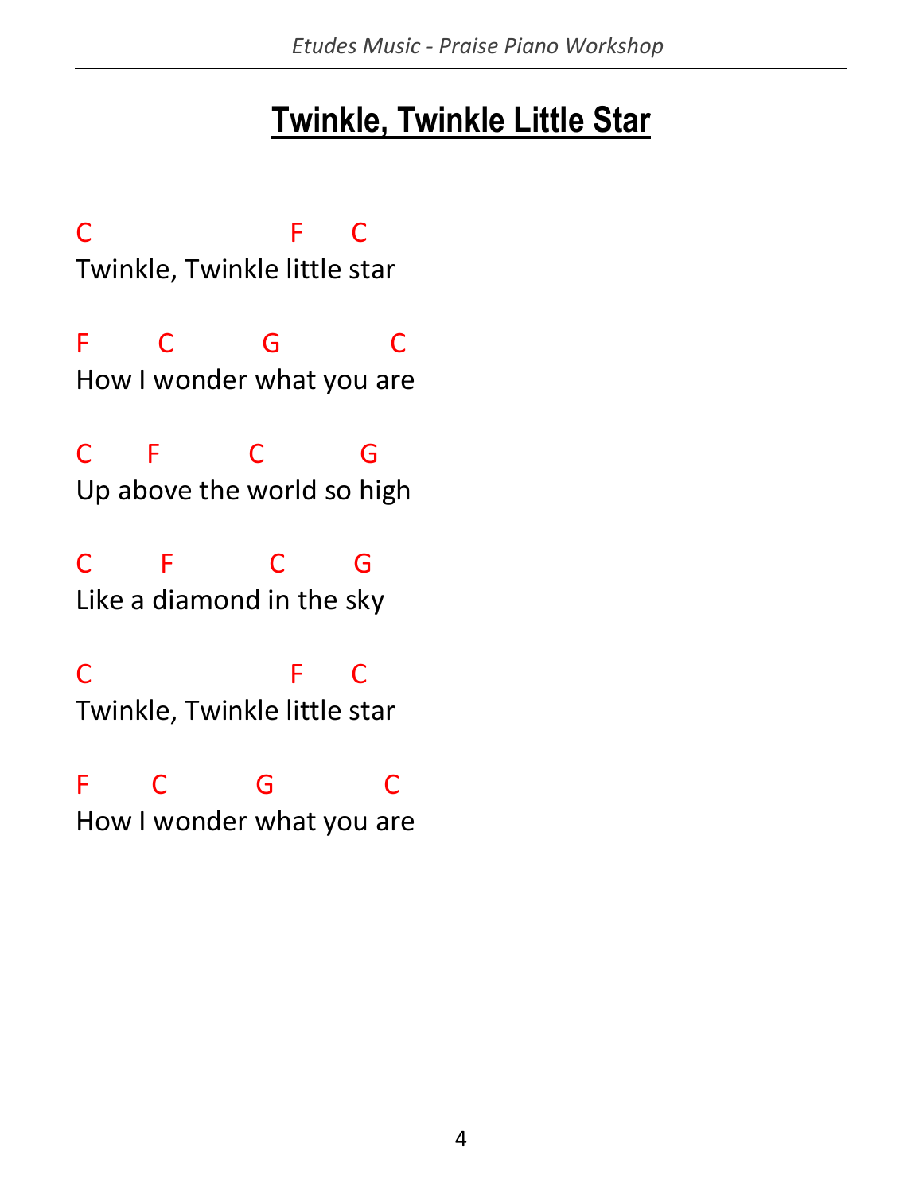# Twinkle, Twinkle Little Star

```
C                    F     C
Twinkle, Twinkle little star

F       C         G          C
How I wonder what you are

C      F         C          G
Up above the world so high

C       F         C       G
Like a diamond in the sky

C                    F     C
Twinkle, Twinkle little star

F       C         G          C
How I wonder what you are
```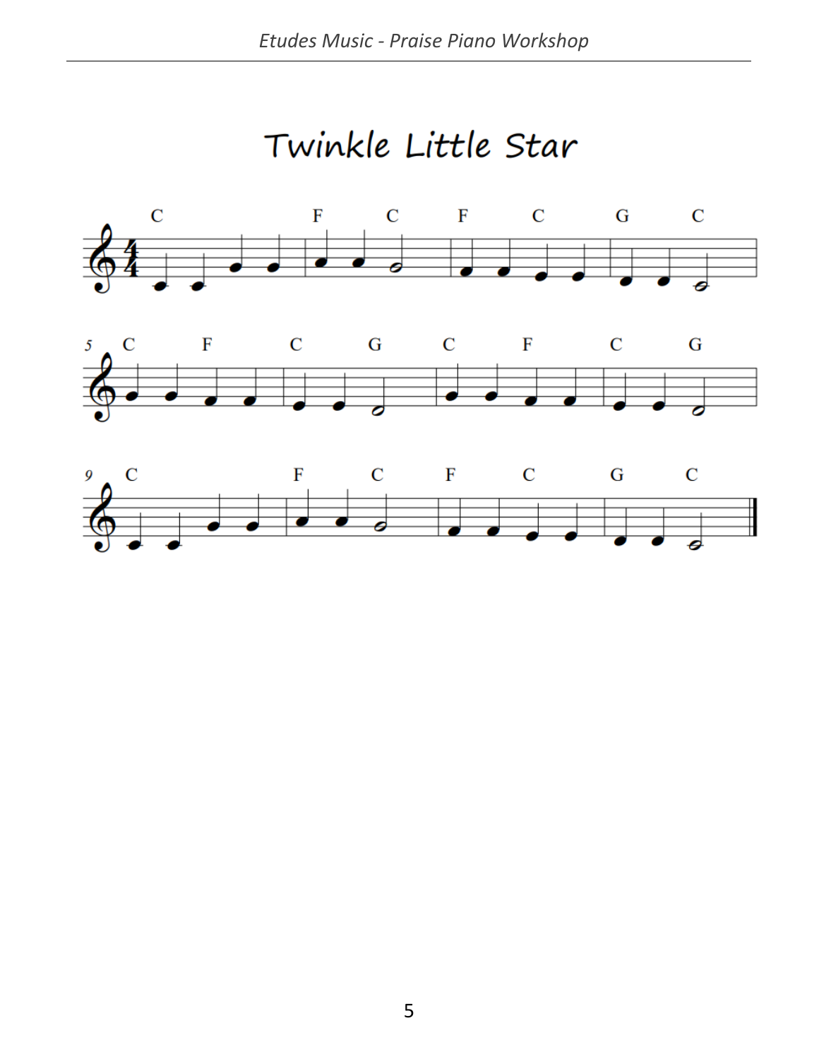# Twinkle Little Star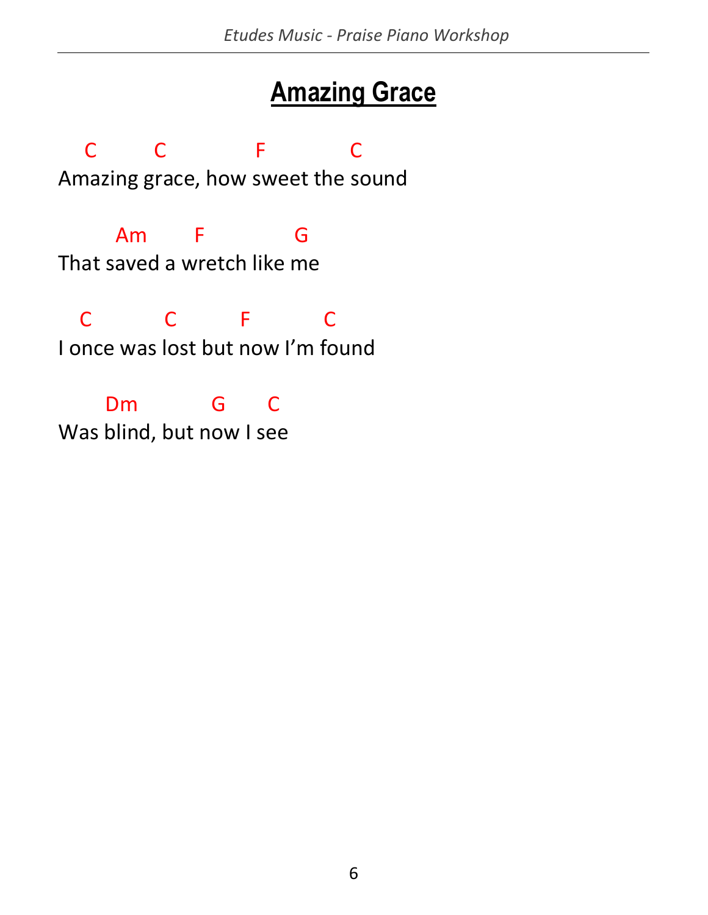# Amazing Grace

```
   C        C            F           C
Amazing grace, how sweet the sound

       Am      F            G
That saved a wretch like me

  C          C         F          C
I once was lost but now I'm found

      Dm           G      C
Was blind, but now I see
```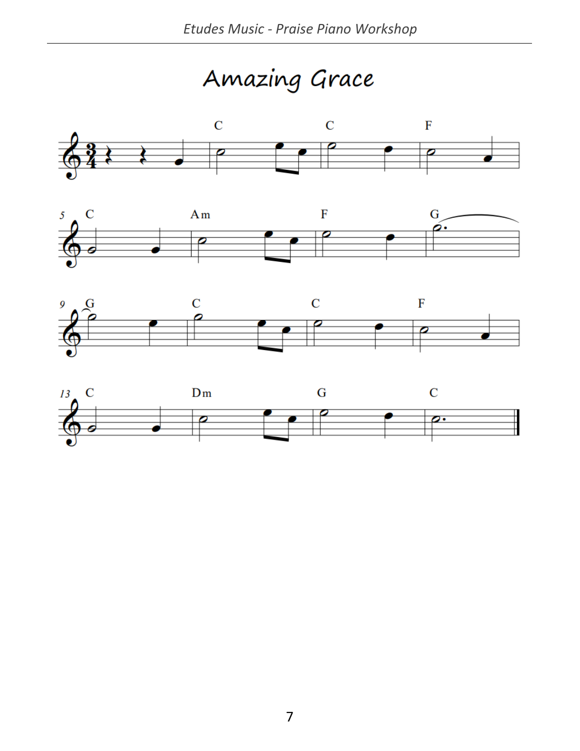# Amazing Grace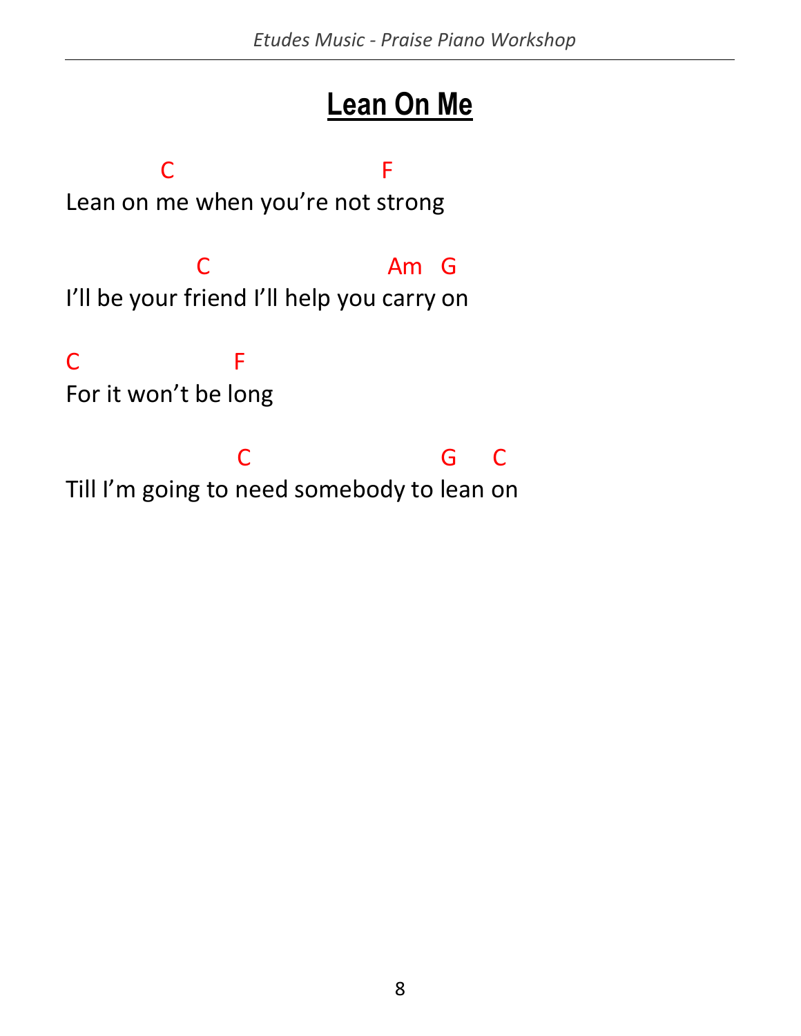# Lean On Me

```
          C                        F
Lean on me when you're not strong

              C                    Am   G
I'll be your friend I'll help you carry on

C                 F
For it won't be long

                    C                    G     C
Till I'm going to need somebody to lean on
```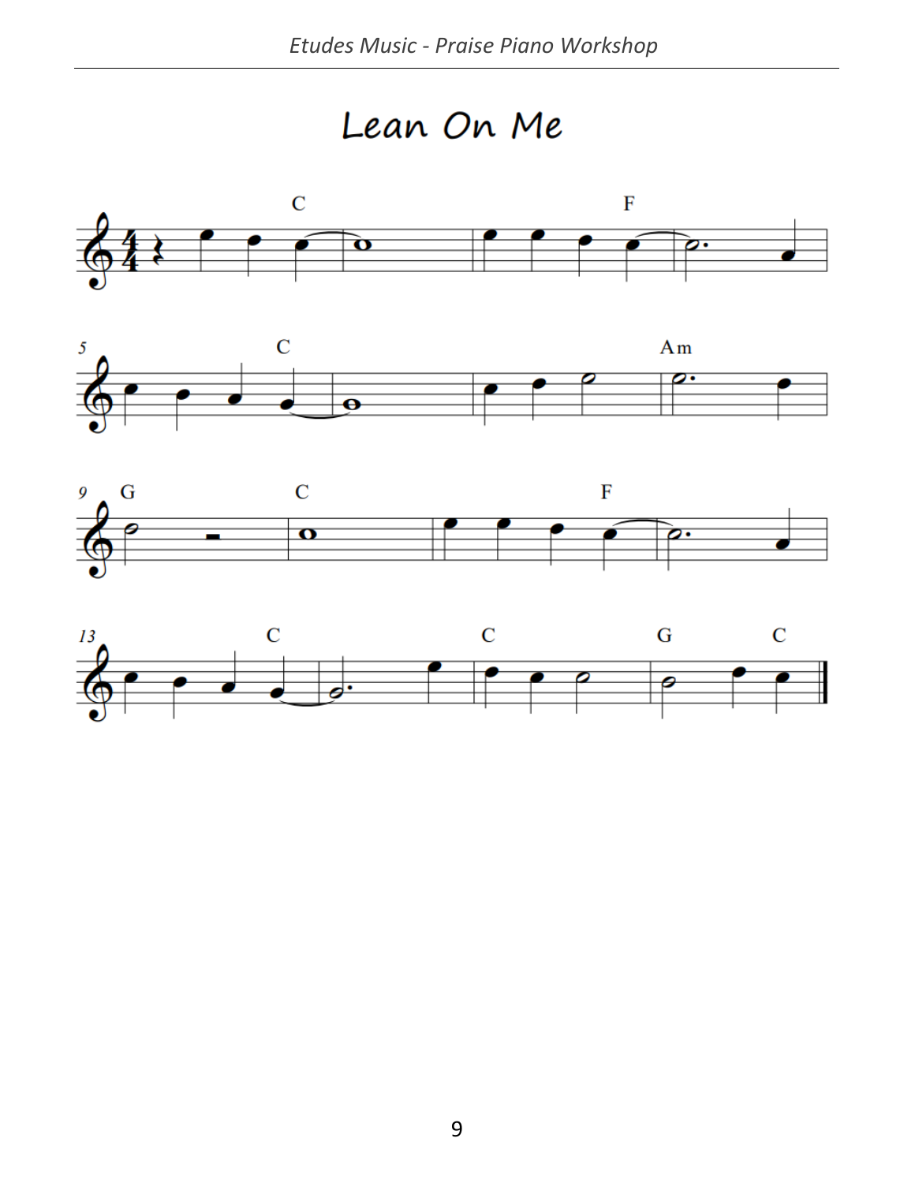# Lean On Me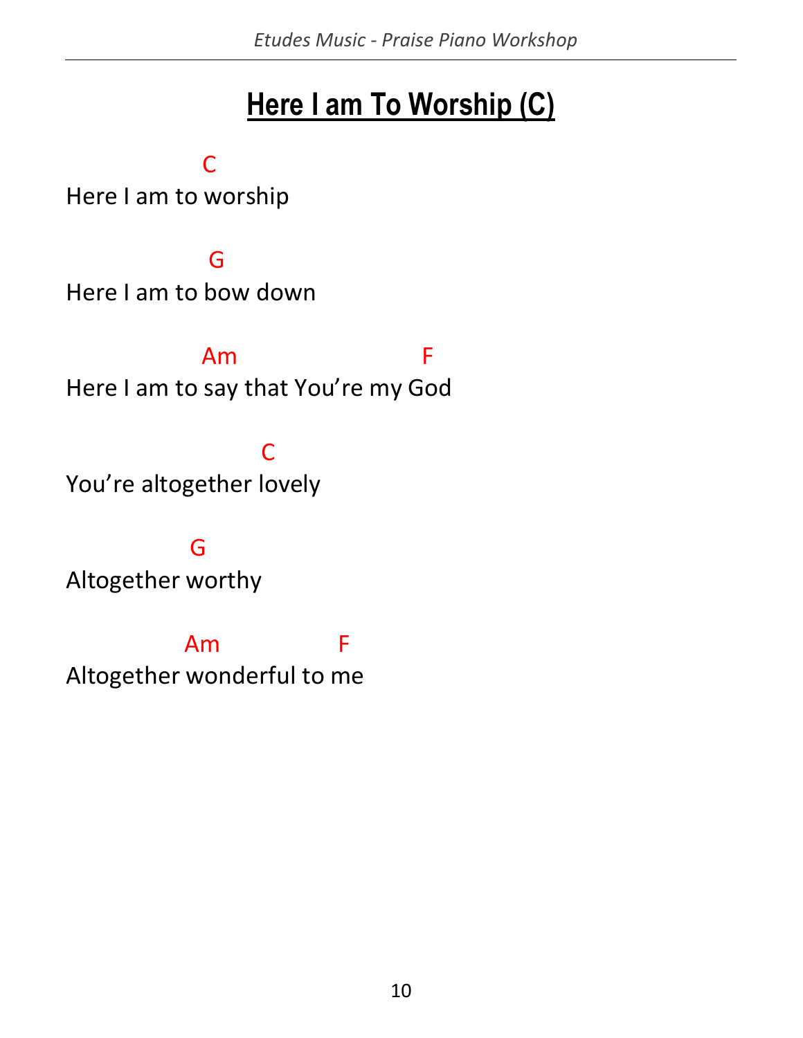# Here I am To Worship (C)

```
            C
Here I am to worship

             G
Here I am to bow down

            Am                  F
Here I am to say that You're my God

                 C
You're altogether lovely

           G
Altogether worthy

          Am          F
Altogether wonderful to me
```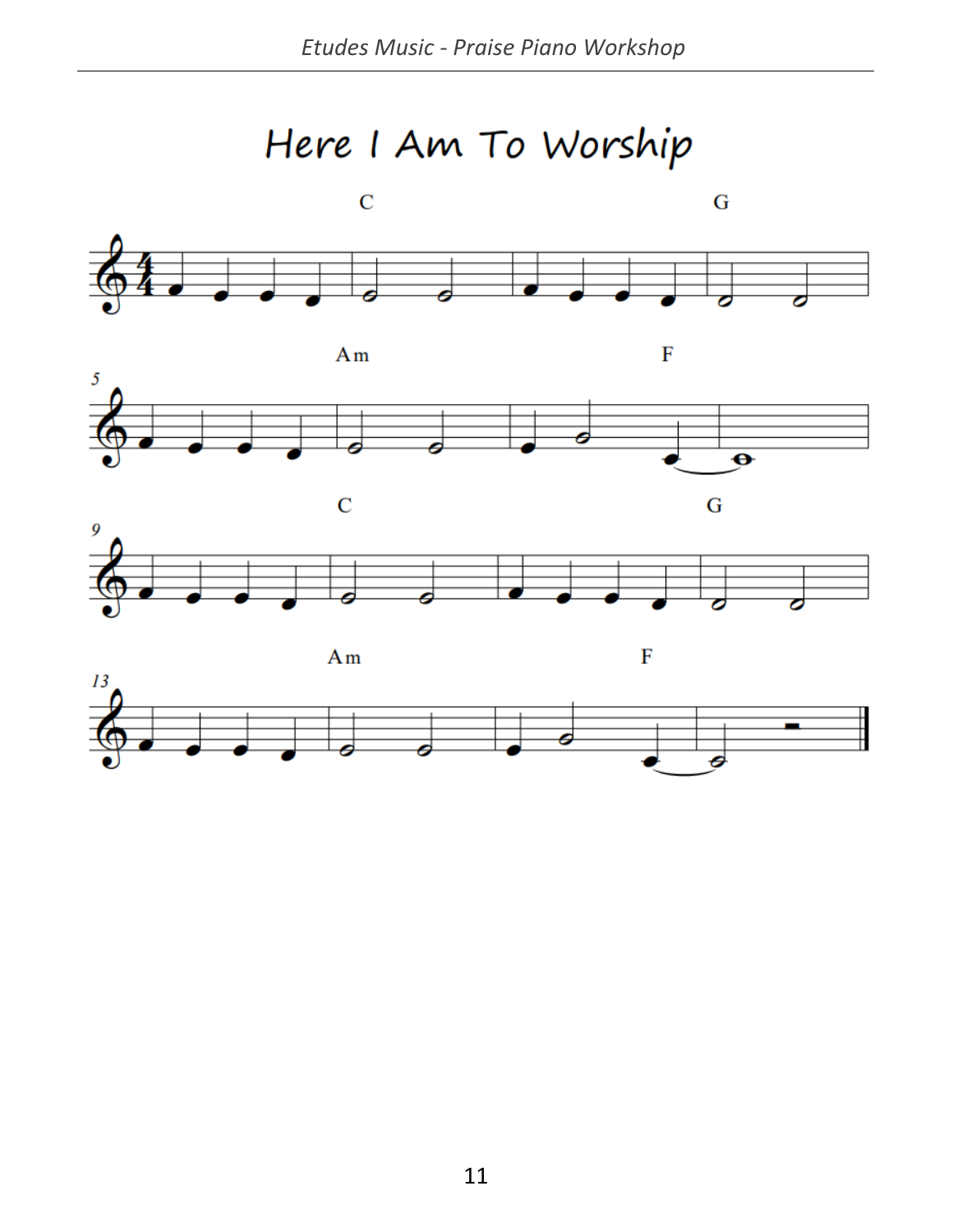# Here I Am To Worship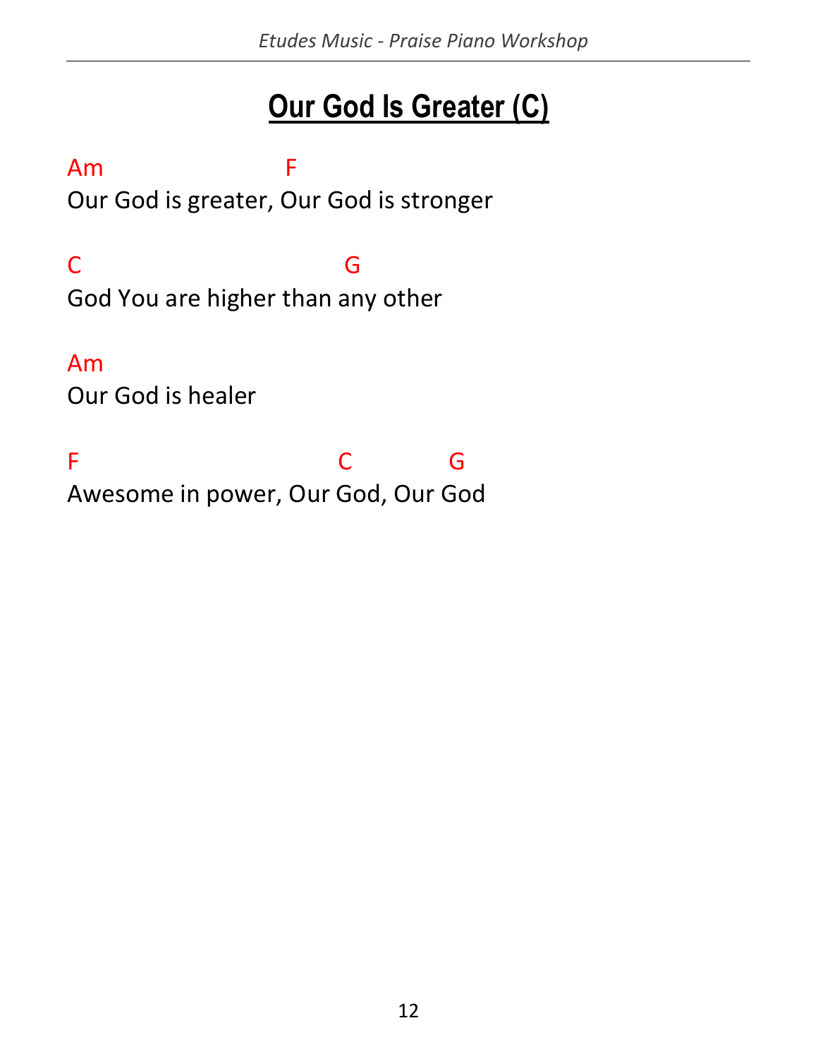# Our God Is Greater (C)

```
Am                    F
Our God is greater, Our God is stronger

C                            G
God You are higher than any other

Am
Our God is healer

F                            C          G
Awesome in power, Our God, Our God
```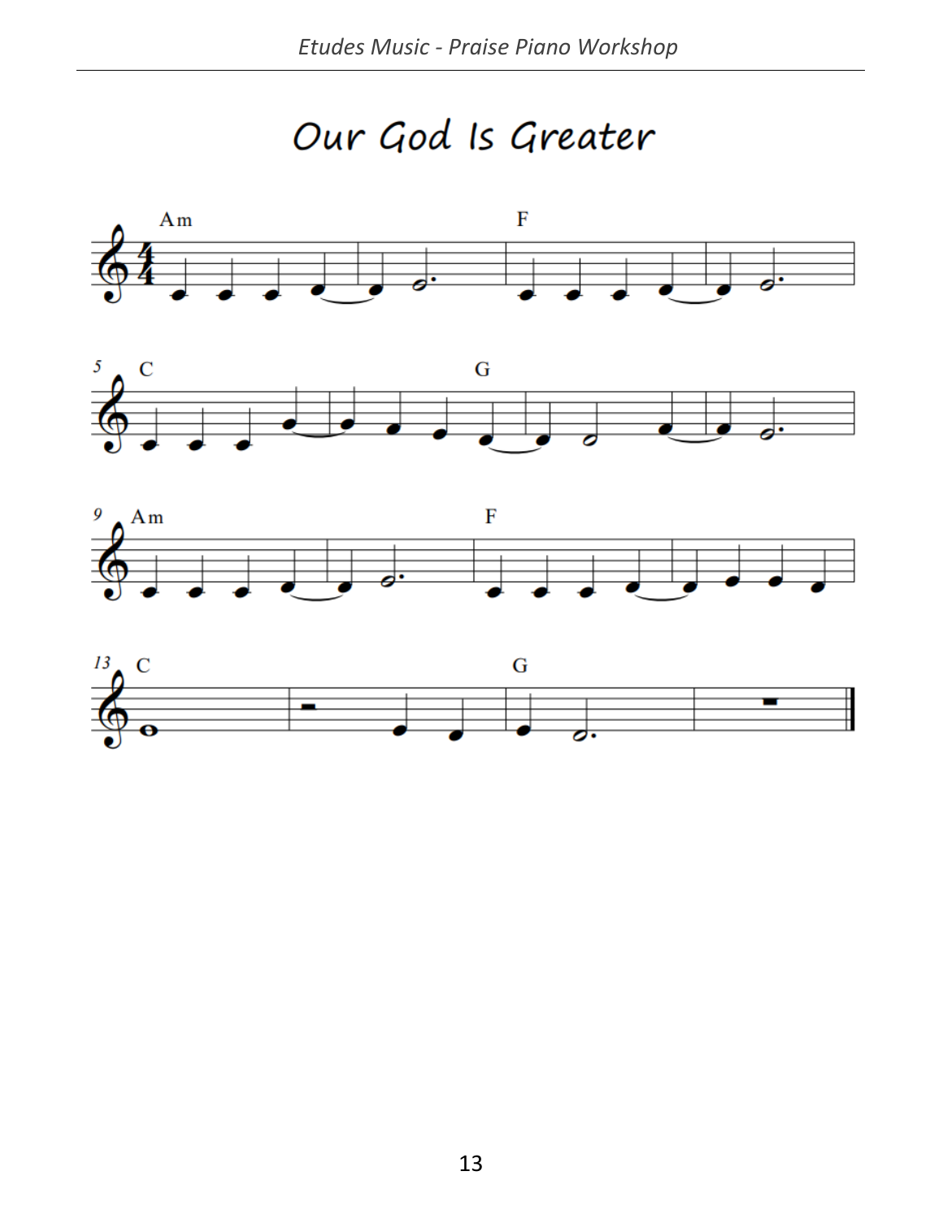# Our God Is Greater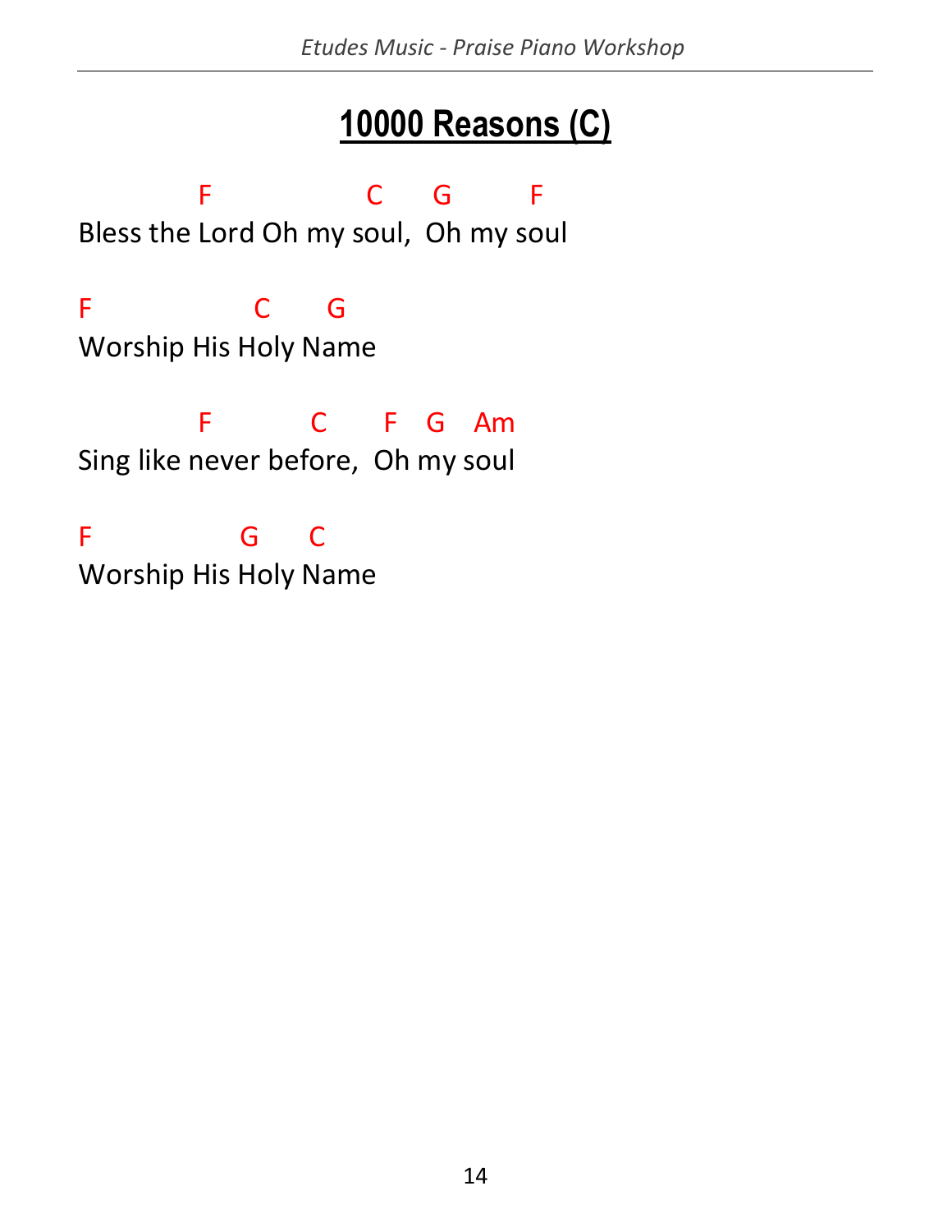# 10000 Reasons (C)

```
            F               C      G         F
Bless the Lord Oh my soul,  Oh my soul

F                C      G
Worship His Holy Name

            F          C       F   G   Am
Sing like never before,  Oh my soul

F               G      C
Worship His Holy Name
```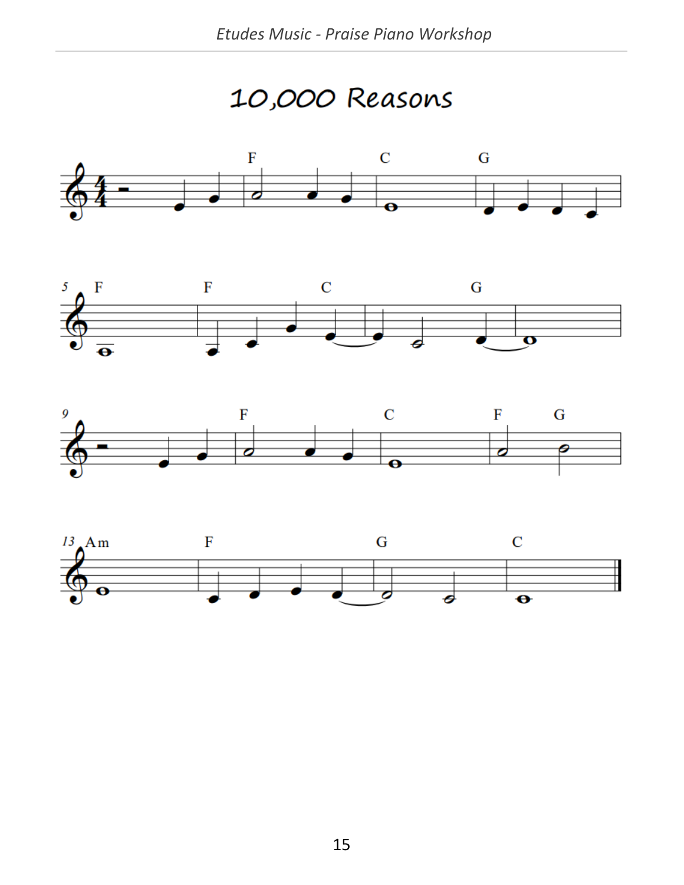# 10,000 Reasons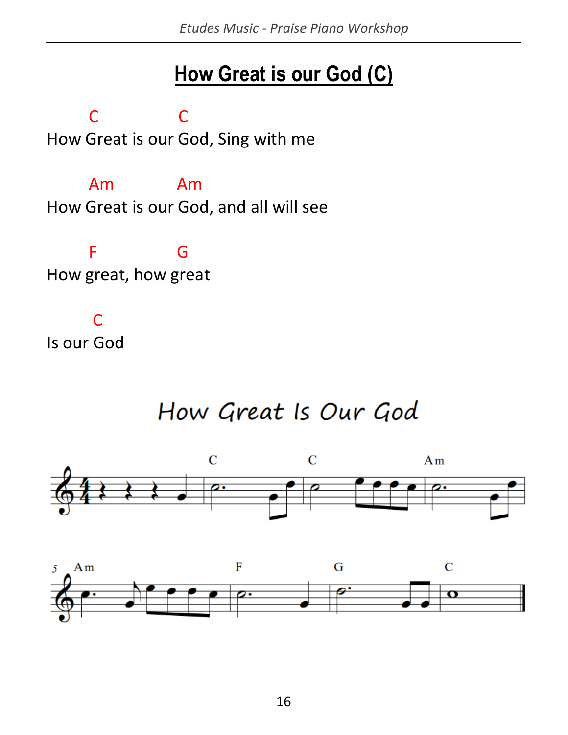# How Great is our God (C)

```
        C              C
How Great is our God, Sing with me

        Am             Am
How Great is our God, and all will see

        F              G
How great, how great

        C
Is our God
```

How Great Is Our God

C C Am

5 Am F G C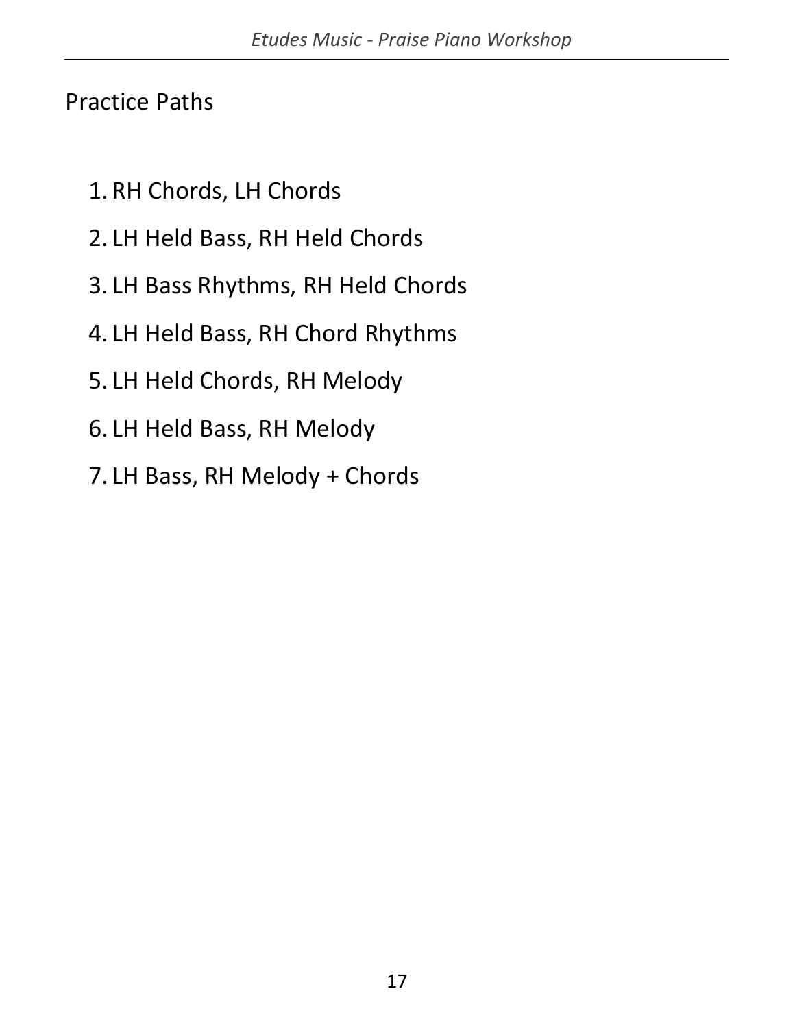## Practice Paths

1. RH Chords, LH Chords
2. LH Held Bass, RH Held Chords
3. LH Bass Rhythms, RH Held Chords
4. LH Held Bass, RH Chord Rhythms
5. LH Held Chords, RH Melody
6. LH Held Bass, RH Melody
7. LH Bass, RH Melody + Chords